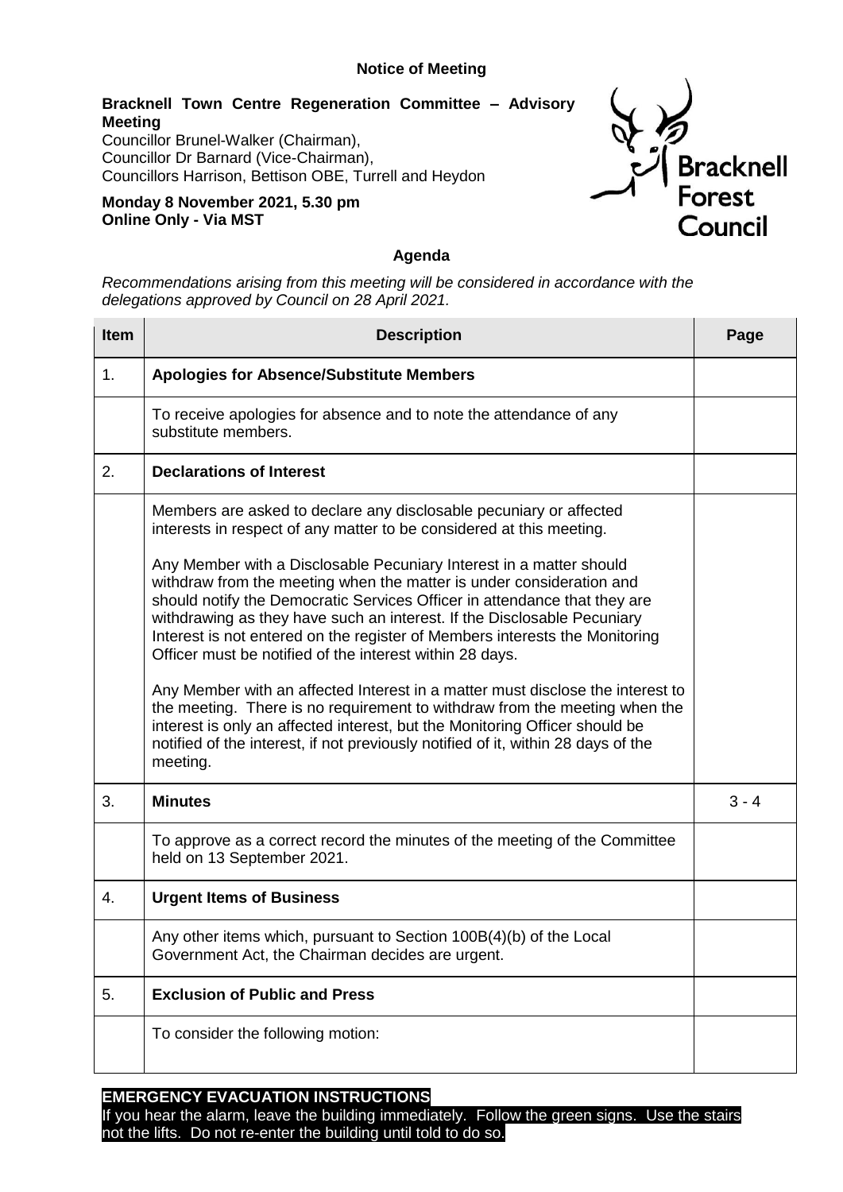**Notice of Meeting**

**Bracknell Town Centre Regeneration Committee – Advisory Meeting**
Councillor Brunel-Walker (Chairman),
Councillor Dr Barnard (Vice-Chairman),
Councillors Harrison, Bettison OBE, Turrell and Heydon

**Monday 8 November 2021, 5.30 pm**
**Online Only - Via MST**

Bracknell Forest Council

**Agenda**

*Recommendations arising from this meeting will be considered in accordance with the delegations approved by Council on 28 April 2021.*

| Item | Description | Page |
|---|---|---|
| 1. | **Apologies for Absence/Substitute Members** | |
| | To receive apologies for absence and to note the attendance of any substitute members. | |
| 2. | **Declarations of Interest** | |
| | Members are asked to declare any disclosable pecuniary or affected interests in respect of any matter to be considered at this meeting.<br><br>Any Member with a Disclosable Pecuniary Interest in a matter should withdraw from the meeting when the matter is under consideration and should notify the Democratic Services Officer in attendance that they are withdrawing as they have such an interest. If the Disclosable Pecuniary Interest is not entered on the register of Members interests the Monitoring Officer must be notified of the interest within 28 days.<br><br>Any Member with an affected Interest in a matter must disclose the interest to the meeting. There is no requirement to withdraw from the meeting when the interest is only an affected interest, but the Monitoring Officer should be notified of the interest, if not previously notified of it, within 28 days of the meeting. | |
| 3. | **Minutes** | 3 - 4 |
| | To approve as a correct record the minutes of the meeting of the Committee held on 13 September 2021. | |
| 4. | **Urgent Items of Business** | |
| | Any other items which, pursuant to Section 100B(4)(b) of the Local Government Act, the Chairman decides are urgent. | |
| 5. | **Exclusion of Public and Press** | |
| | To consider the following motion: | |

**EMERGENCY EVACUATION INSTRUCTIONS**
If you hear the alarm, leave the building immediately. Follow the green signs. Use the stairs not the lifts. Do not re-enter the building until told to do so.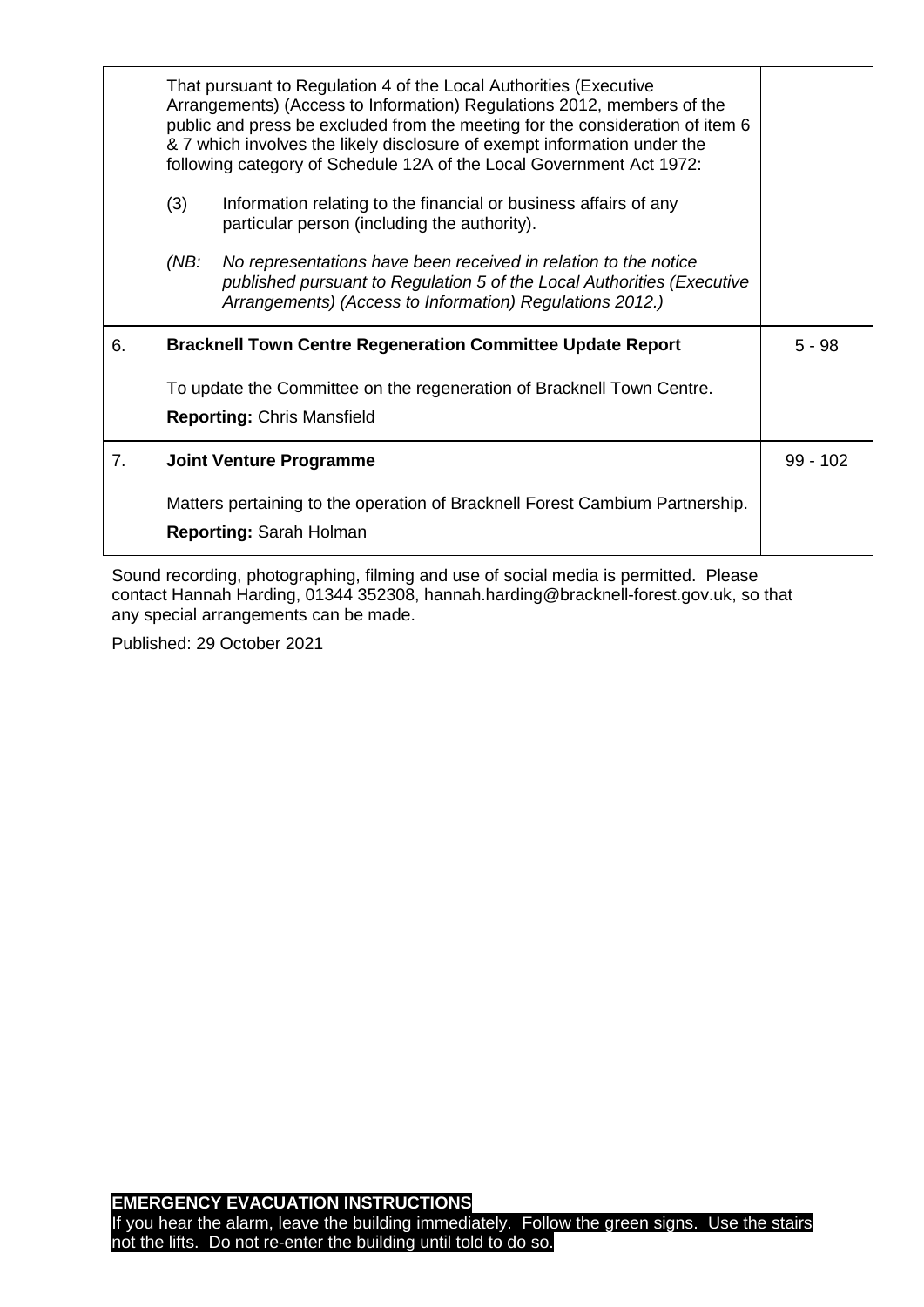| | | |
|---|---|---|
| | That pursuant to Regulation 4 of the Local Authorities (Executive Arrangements) (Access to Information) Regulations 2012, members of the public and press be excluded from the meeting for the consideration of item 6 & 7 which involves the likely disclosure of exempt information under the following category of Schedule 12A of the Local Government Act 1972:<br><br>(3) Information relating to the financial or business affairs of any particular person (including the authority).<br><br>*(NB: No representations have been received in relation to the notice published pursuant to Regulation 5 of the Local Authorities (Executive Arrangements) (Access to Information) Regulations 2012.)* | |
| 6. | **Bracknell Town Centre Regeneration Committee Update Report** | 5 - 98 |
| | To update the Committee on the regeneration of Bracknell Town Centre.<br>**Reporting:** Chris Mansfield | |
| 7. | **Joint Venture Programme** | 99 - 102 |
| | Matters pertaining to the operation of Bracknell Forest Cambium Partnership.<br>**Reporting:** Sarah Holman | |

Sound recording, photographing, filming and use of social media is permitted. Please contact Hannah Harding, 01344 352308, hannah.harding@bracknell-forest.gov.uk, so that any special arrangements can be made.

Published: 29 October 2021

**EMERGENCY EVACUATION INSTRUCTIONS**
If you hear the alarm, leave the building immediately. Follow the green signs. Use the stairs not the lifts. Do not re-enter the building until told to do so.